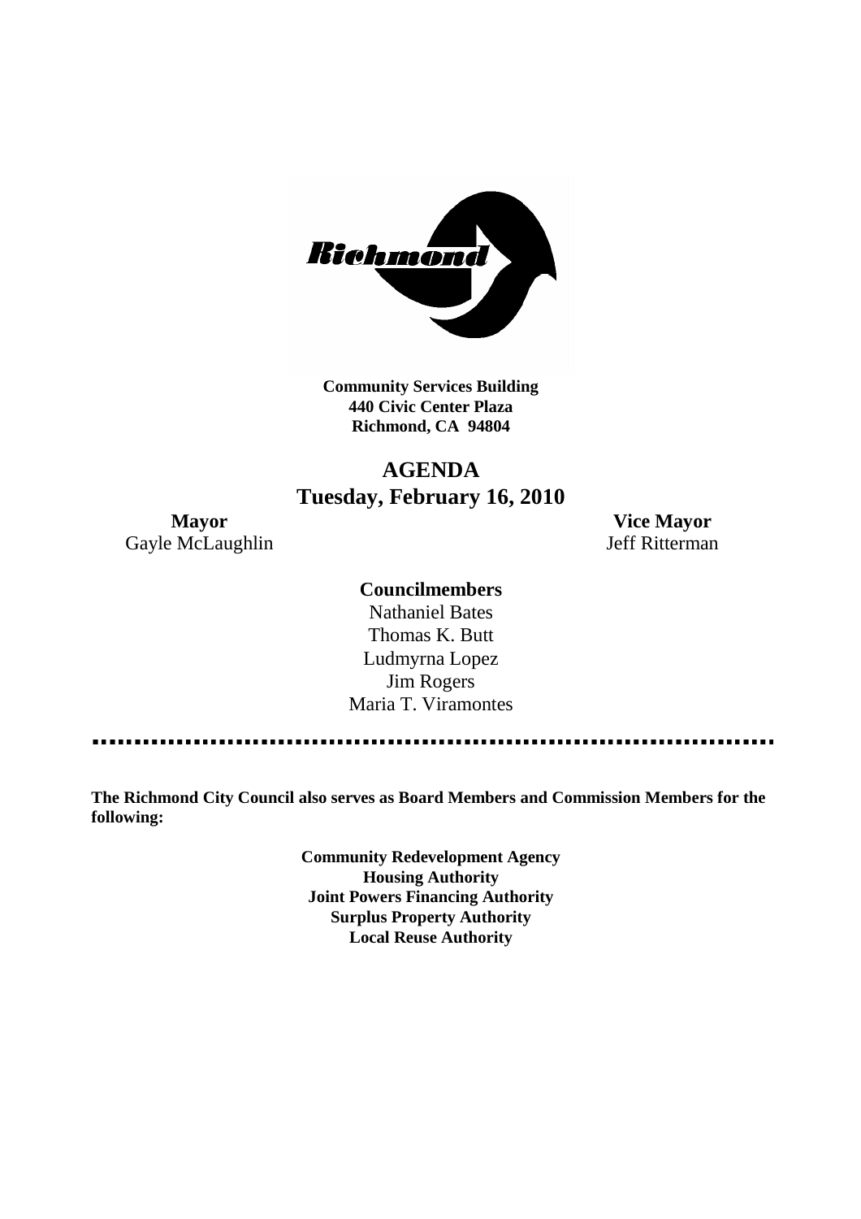**Community Services Building**
**440 Civic Center Plaza**
**Richmond, CA 94804**

# AGENDA
## Tuesday, February 16, 2010

**Mayor**
Gayle McLaughlin

**Vice Mayor**
Jeff Ritterman

**Councilmembers**

Nathaniel Bates
Thomas K. Butt
Ludmyrna Lopez
Jim Rogers
Maria T. Viramontes

**The Richmond City Council also serves as Board Members and Commission Members for the following:**

**Community Redevelopment Agency**
**Housing Authority**
**Joint Powers Financing Authority**
**Surplus Property Authority**
**Local Reuse Authority**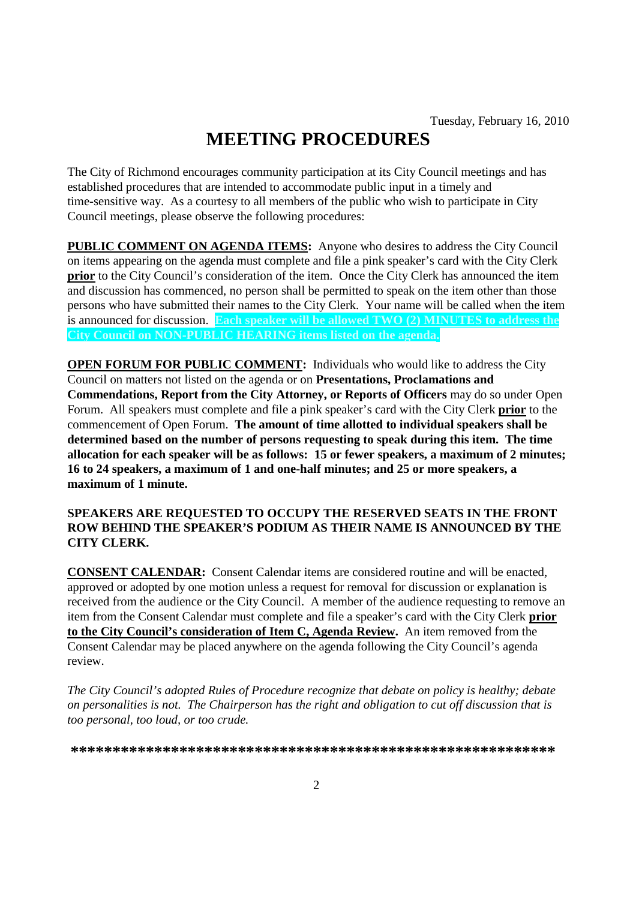Tuesday, February 16, 2010

# MEETING PROCEDURES

The City of Richmond encourages community participation at its City Council meetings and has established procedures that are intended to accommodate public input in a timely and time-sensitive way. As a courtesy to all members of the public who wish to participate in City Council meetings, please observe the following procedures:

**PUBLIC COMMENT ON AGENDA ITEMS:** Anyone who desires to address the City Council on items appearing on the agenda must complete and file a pink speaker's card with the City Clerk **prior** to the City Council's consideration of the item. Once the City Clerk has announced the item and discussion has commenced, no person shall be permitted to speak on the item other than those persons who have submitted their names to the City Clerk. Your name will be called when the item is announced for discussion. **Each speaker will be allowed TWO (2) MINUTES to address the City Council on NON-PUBLIC HEARING items listed on the agenda.**

**OPEN FORUM FOR PUBLIC COMMENT:** Individuals who would like to address the City Council on matters not listed on the agenda or on **Presentations, Proclamations and Commendations, Report from the City Attorney, or Reports of Officers** may do so under Open Forum. All speakers must complete and file a pink speaker's card with the City Clerk **prior** to the commencement of Open Forum. **The amount of time allotted to individual speakers shall be determined based on the number of persons requesting to speak during this item. The time allocation for each speaker will be as follows: 15 or fewer speakers, a maximum of 2 minutes; 16 to 24 speakers, a maximum of 1 and one-half minutes; and 25 or more speakers, a maximum of 1 minute.**

**SPEAKERS ARE REQUESTED TO OCCUPY THE RESERVED SEATS IN THE FRONT ROW BEHIND THE SPEAKER'S PODIUM AS THEIR NAME IS ANNOUNCED BY THE CITY CLERK.**

**CONSENT CALENDAR:** Consent Calendar items are considered routine and will be enacted, approved or adopted by one motion unless a request for removal for discussion or explanation is received from the audience or the City Council. A member of the audience requesting to remove an item from the Consent Calendar must complete and file a speaker's card with the City Clerk **prior to the City Council's consideration of Item C, Agenda Review.** An item removed from the Consent Calendar may be placed anywhere on the agenda following the City Council's agenda review.

*The City Council's adopted Rules of Procedure recognize that debate on policy is healthy; debate on personalities is not. The Chairperson has the right and obligation to cut off discussion that is too personal, too loud, or too crude.*

**************************************************************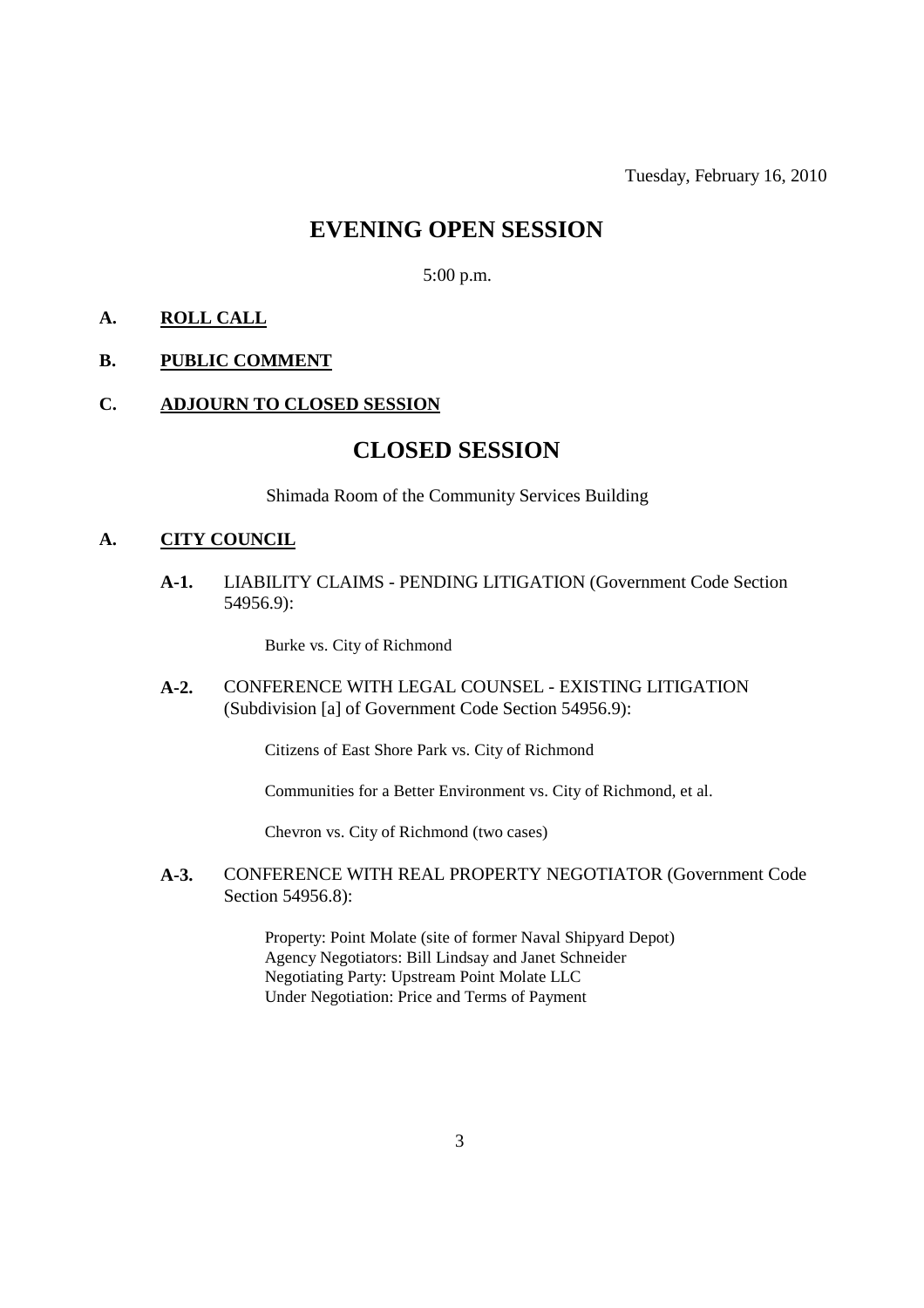Tuesday, February 16, 2010

# EVENING OPEN SESSION

5:00 p.m.

**A. ROLL CALL**

**B. PUBLIC COMMENT**

**C. ADJOURN TO CLOSED SESSION**

# CLOSED SESSION

Shimada Room of the Community Services Building

**A. CITY COUNCIL**

**A-1.** LIABILITY CLAIMS - PENDING LITIGATION (Government Code Section 54956.9):

Burke vs. City of Richmond

**A-2.** CONFERENCE WITH LEGAL COUNSEL - EXISTING LITIGATION (Subdivision [a] of Government Code Section 54956.9):

Citizens of East Shore Park vs. City of Richmond

Communities for a Better Environment vs. City of Richmond, et al.

Chevron vs. City of Richmond (two cases)

**A-3.** CONFERENCE WITH REAL PROPERTY NEGOTIATOR (Government Code Section 54956.8):

Property: Point Molate (site of former Naval Shipyard Depot)
Agency Negotiators: Bill Lindsay and Janet Schneider
Negotiating Party: Upstream Point Molate LLC
Under Negotiation: Price and Terms of Payment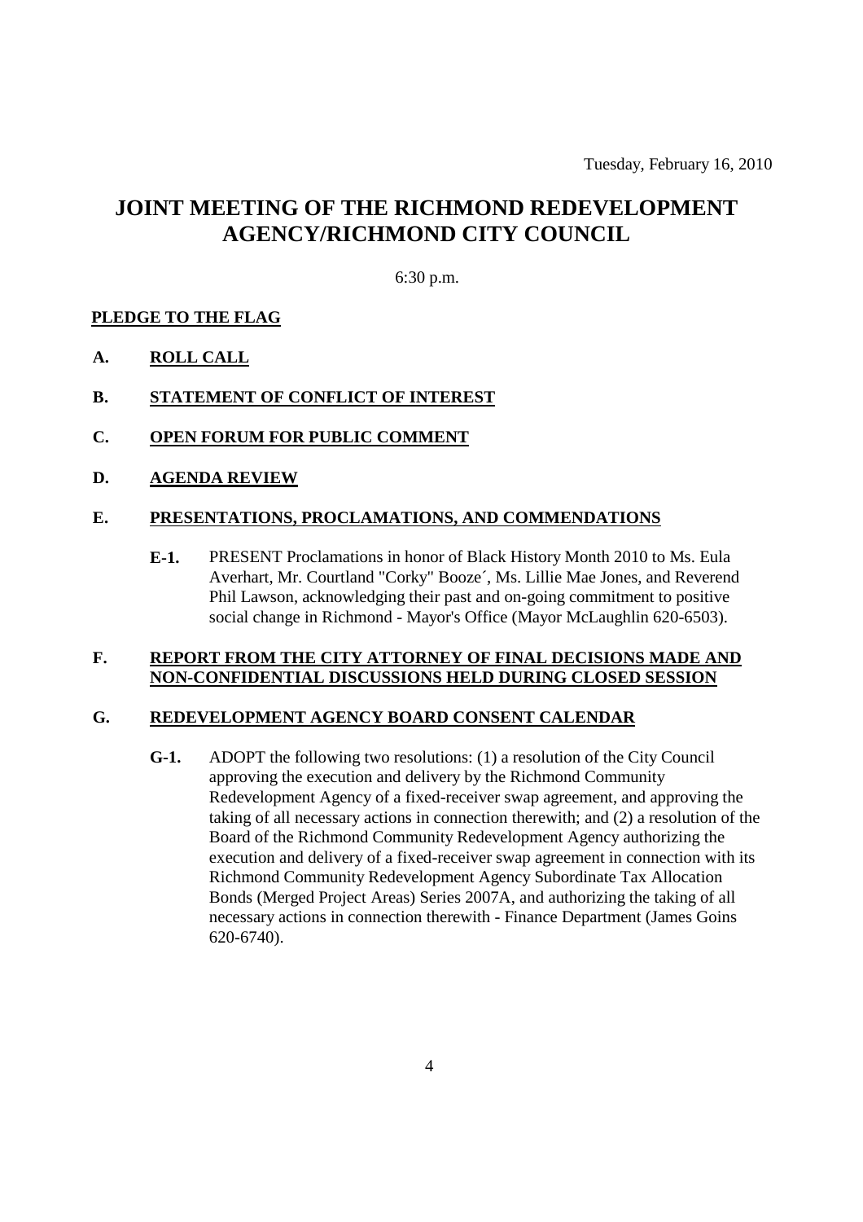Tuesday, February 16, 2010

# JOINT MEETING OF THE RICHMOND REDEVELOPMENT AGENCY/RICHMOND CITY COUNCIL

6:30 p.m.

**PLEDGE TO THE FLAG**

**A. ROLL CALL**

**B. STATEMENT OF CONFLICT OF INTEREST**

**C. OPEN FORUM FOR PUBLIC COMMENT**

**D. AGENDA REVIEW**

**E. PRESENTATIONS, PROCLAMATIONS, AND COMMENDATIONS**

**E-1.** PRESENT Proclamations in honor of Black History Month 2010 to Ms. Eula Averhart, Mr. Courtland "Corky" Booze´, Ms. Lillie Mae Jones, and Reverend Phil Lawson, acknowledging their past and on-going commitment to positive social change in Richmond - Mayor's Office (Mayor McLaughlin 620-6503).

**F. REPORT FROM THE CITY ATTORNEY OF FINAL DECISIONS MADE AND NON-CONFIDENTIAL DISCUSSIONS HELD DURING CLOSED SESSION**

**G. REDEVELOPMENT AGENCY BOARD CONSENT CALENDAR**

**G-1.** ADOPT the following two resolutions: (1) a resolution of the City Council approving the execution and delivery by the Richmond Community Redevelopment Agency of a fixed-receiver swap agreement, and approving the taking of all necessary actions in connection therewith; and (2) a resolution of the Board of the Richmond Community Redevelopment Agency authorizing the execution and delivery of a fixed-receiver swap agreement in connection with its Richmond Community Redevelopment Agency Subordinate Tax Allocation Bonds (Merged Project Areas) Series 2007A, and authorizing the taking of all necessary actions in connection therewith - Finance Department (James Goins 620-6740).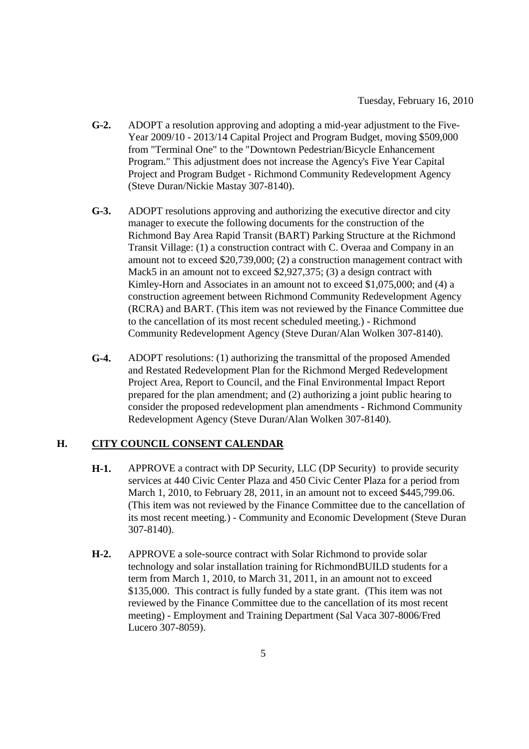- **G-2.** ADOPT a resolution approving and adopting a mid-year adjustment to the Five-Year 2009/10 - 2013/14 Capital Project and Program Budget, moving $509,000 from "Terminal One" to the "Downtown Pedestrian/Bicycle Enhancement Program." This adjustment does not increase the Agency's Five Year Capital Project and Program Budget - Richmond Community Redevelopment Agency (Steve Duran/Nickie Mastay 307-8140).

- **G-3.** ADOPT resolutions approving and authorizing the executive director and city manager to execute the following documents for the construction of the Richmond Bay Area Rapid Transit (BART) Parking Structure at the Richmond Transit Village: (1) a construction contract with C. Overaa and Company in an amount not to exceed $20,739,000; (2) a construction management contract with Mack5 in an amount not to exceed $2,927,375; (3) a design contract with Kimley-Horn and Associates in an amount not to exceed $1,075,000; and (4) a construction agreement between Richmond Community Redevelopment Agency (RCRA) and BART. (This item was not reviewed by the Finance Committee due to the cancellation of its most recent scheduled meeting.) - Richmond Community Redevelopment Agency (Steve Duran/Alan Wolken 307-8140).

- **G-4.** ADOPT resolutions: (1) authorizing the transmittal of the proposed Amended and Restated Redevelopment Plan for the Richmond Merged Redevelopment Project Area, Report to Council, and the Final Environmental Impact Report prepared for the plan amendment; and (2) authorizing a joint public hearing to consider the proposed redevelopment plan amendments - Richmond Community Redevelopment Agency (Steve Duran/Alan Wolken 307-8140).

## H. CITY COUNCIL CONSENT CALENDAR

- **H-1.** APPROVE a contract with DP Security, LLC (DP Security) to provide security services at 440 Civic Center Plaza and 450 Civic Center Plaza for a period from March 1, 2010, to February 28, 2011, in an amount not to exceed $445,799.06. (This item was not reviewed by the Finance Committee due to the cancellation of its most recent meeting.) - Community and Economic Development (Steve Duran 307-8140).

- **H-2.** APPROVE a sole-source contract with Solar Richmond to provide solar technology and solar installation training for RichmondBUILD students for a term from March 1, 2010, to March 31, 2011, in an amount not to exceed $135,000. This contract is fully funded by a state grant. (This item was not reviewed by the Finance Committee due to the cancellation of its most recent meeting) - Employment and Training Department (Sal Vaca 307-8006/Fred Lucero 307-8059).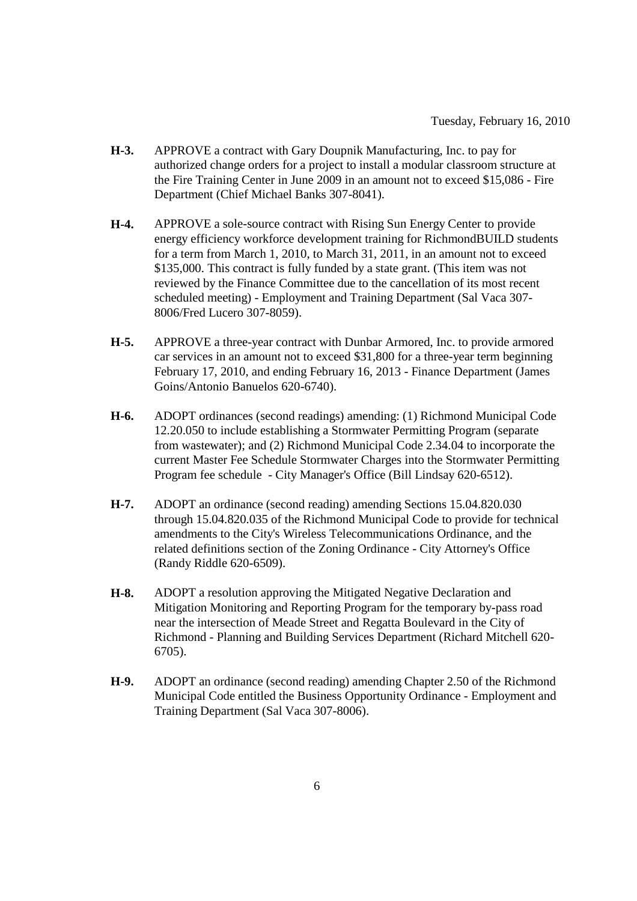Tuesday, February 16, 2010

**H-3.** APPROVE a contract with Gary Doupnik Manufacturing, Inc. to pay for authorized change orders for a project to install a modular classroom structure at the Fire Training Center in June 2009 in an amount not to exceed $15,086 - Fire Department (Chief Michael Banks 307-8041).

**H-4.** APPROVE a sole-source contract with Rising Sun Energy Center to provide energy efficiency workforce development training for RichmondBUILD students for a term from March 1, 2010, to March 31, 2011, in an amount not to exceed $135,000. This contract is fully funded by a state grant. (This item was not reviewed by the Finance Committee due to the cancellation of its most recent scheduled meeting) - Employment and Training Department (Sal Vaca 307-8006/Fred Lucero 307-8059).

**H-5.** APPROVE a three-year contract with Dunbar Armored, Inc. to provide armored car services in an amount not to exceed $31,800 for a three-year term beginning February 17, 2010, and ending February 16, 2013 - Finance Department (James Goins/Antonio Banuelos 620-6740).

**H-6.** ADOPT ordinances (second readings) amending: (1) Richmond Municipal Code 12.20.050 to include establishing a Stormwater Permitting Program (separate from wastewater); and (2) Richmond Municipal Code 2.34.04 to incorporate the current Master Fee Schedule Stormwater Charges into the Stormwater Permitting Program fee schedule - City Manager's Office (Bill Lindsay 620-6512).

**H-7.** ADOPT an ordinance (second reading) amending Sections 15.04.820.030 through 15.04.820.035 of the Richmond Municipal Code to provide for technical amendments to the City's Wireless Telecommunications Ordinance, and the related definitions section of the Zoning Ordinance - City Attorney's Office (Randy Riddle 620-6509).

**H-8.** ADOPT a resolution approving the Mitigated Negative Declaration and Mitigation Monitoring and Reporting Program for the temporary by-pass road near the intersection of Meade Street and Regatta Boulevard in the City of Richmond - Planning and Building Services Department (Richard Mitchell 620-6705).

**H-9.** ADOPT an ordinance (second reading) amending Chapter 2.50 of the Richmond Municipal Code entitled the Business Opportunity Ordinance - Employment and Training Department (Sal Vaca 307-8006).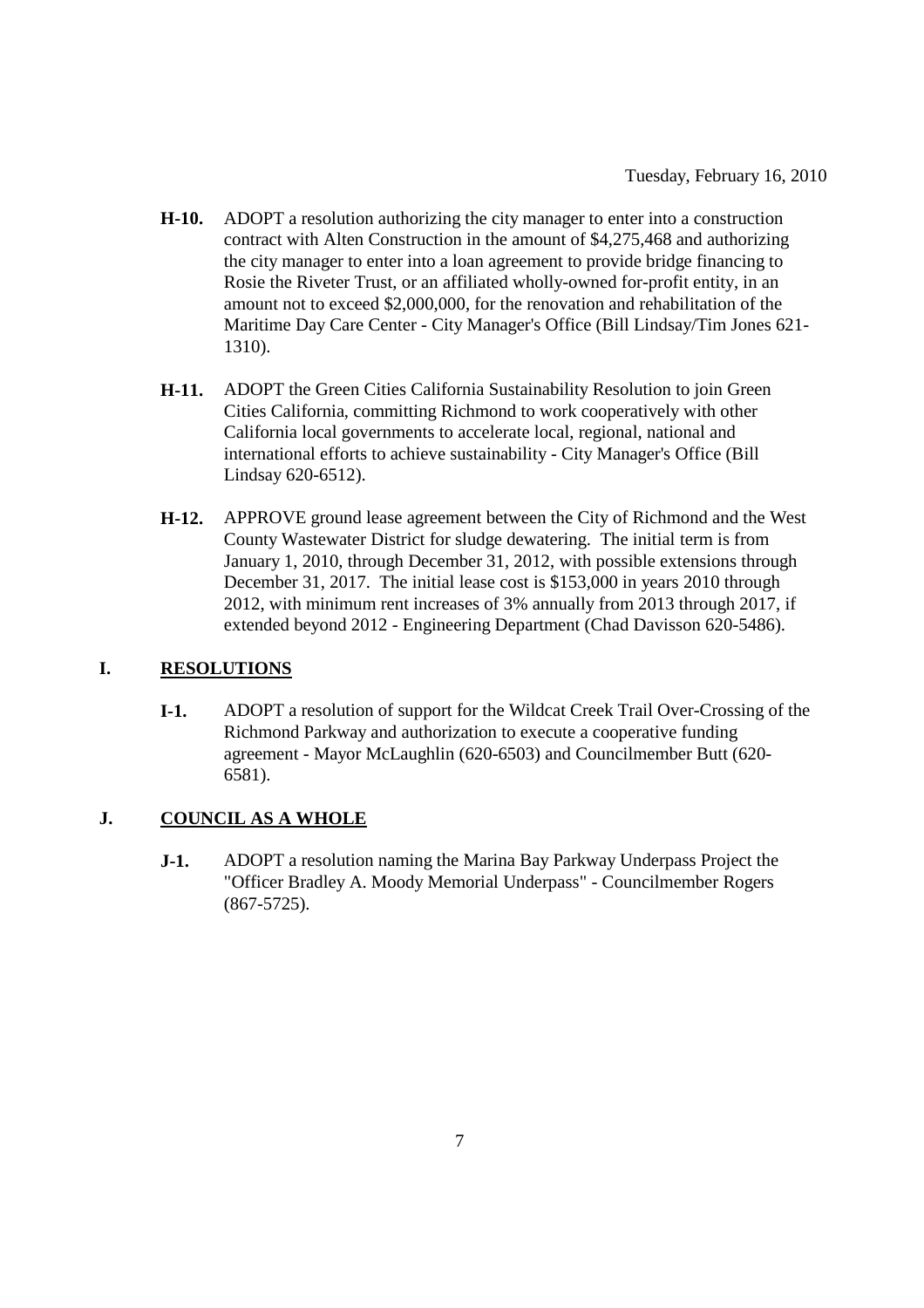**H-10.** ADOPT a resolution authorizing the city manager to enter into a construction contract with Alten Construction in the amount of $4,275,468 and authorizing the city manager to enter into a loan agreement to provide bridge financing to Rosie the Riveter Trust, or an affiliated wholly-owned for-profit entity, in an amount not to exceed $2,000,000, for the renovation and rehabilitation of the Maritime Day Care Center - City Manager's Office (Bill Lindsay/Tim Jones 621-1310).

**H-11.** ADOPT the Green Cities California Sustainability Resolution to join Green Cities California, committing Richmond to work cooperatively with other California local governments to accelerate local, regional, national and international efforts to achieve sustainability - City Manager's Office (Bill Lindsay 620-6512).

**H-12.** APPROVE ground lease agreement between the City of Richmond and the West County Wastewater District for sludge dewatering. The initial term is from January 1, 2010, through December 31, 2012, with possible extensions through December 31, 2017. The initial lease cost is $153,000 in years 2010 through 2012, with minimum rent increases of 3% annually from 2013 through 2017, if extended beyond 2012 - Engineering Department (Chad Davisson 620-5486).

## I. RESOLUTIONS

**I-1.** ADOPT a resolution of support for the Wildcat Creek Trail Over-Crossing of the Richmond Parkway and authorization to execute a cooperative funding agreement - Mayor McLaughlin (620-6503) and Councilmember Butt (620-6581).

## J. COUNCIL AS A WHOLE

**J-1.** ADOPT a resolution naming the Marina Bay Parkway Underpass Project the "Officer Bradley A. Moody Memorial Underpass" - Councilmember Rogers (867-5725).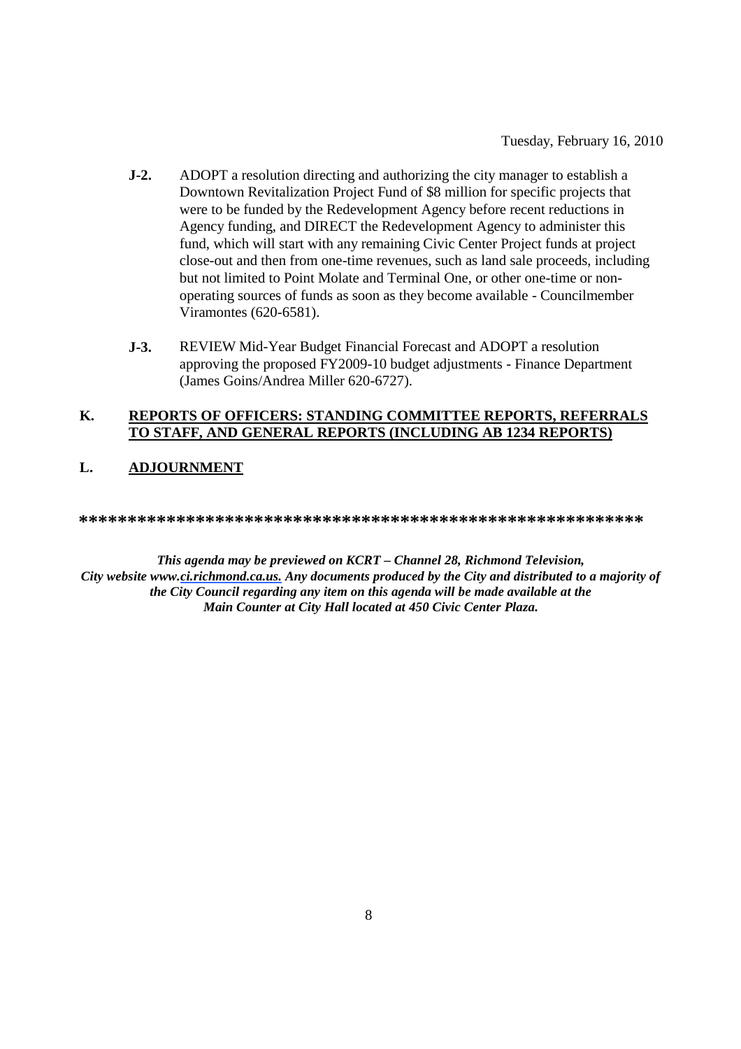- **J-2.** ADOPT a resolution directing and authorizing the city manager to establish a Downtown Revitalization Project Fund of $8 million for specific projects that were to be funded by the Redevelopment Agency before recent reductions in Agency funding, and DIRECT the Redevelopment Agency to administer this fund, which will start with any remaining Civic Center Project funds at project close-out and then from one-time revenues, such as land sale proceeds, including but not limited to Point Molate and Terminal One, or other one-time or non-operating sources of funds as soon as they become available - Councilmember Viramontes (620-6581).

- **J-3.** REVIEW Mid-Year Budget Financial Forecast and ADOPT a resolution approving the proposed FY2009-10 budget adjustments - Finance Department (James Goins/Andrea Miller 620-6727).

## K. REPORTS OF OFFICERS: STANDING COMMITTEE REPORTS, REFERRALS TO STAFF, AND GENERAL REPORTS (INCLUDING AB 1234 REPORTS)

## L. ADJOURNMENT

**********************************************************

***This agenda may be previewed on KCRT – Channel 28, Richmond Television, City website www.ci.richmond.ca.us. Any documents produced by the City and distributed to a majority of the City Council regarding any item on this agenda will be made available at the Main Counter at City Hall located at 450 Civic Center Plaza.***